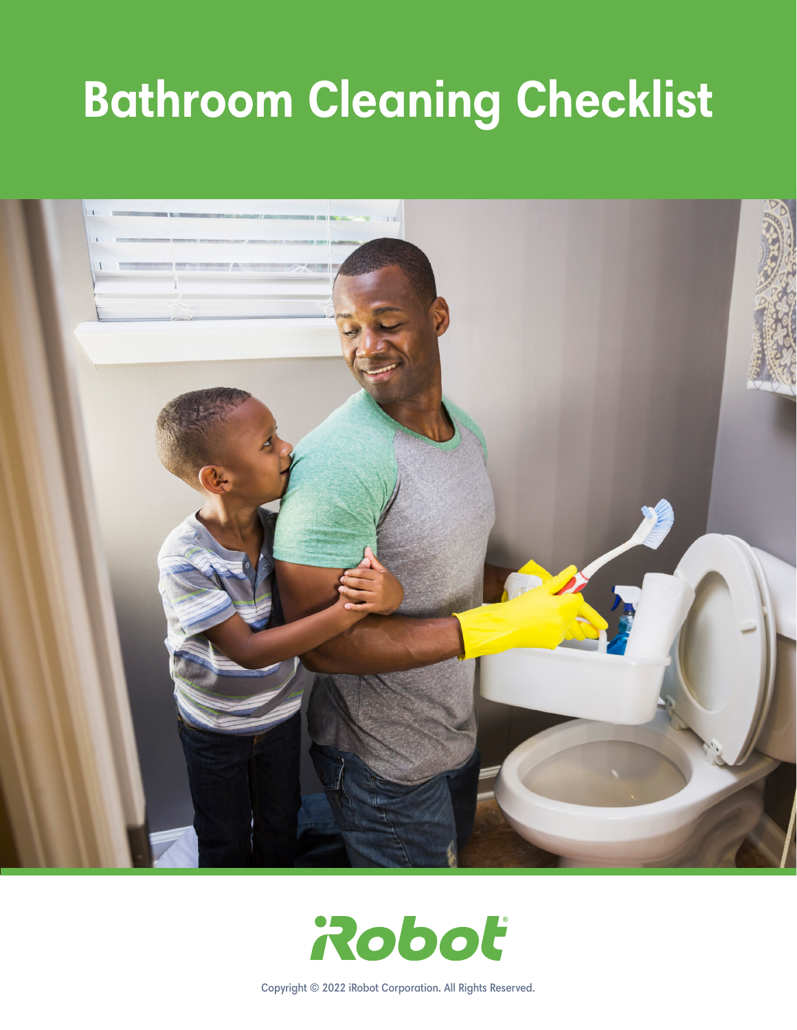# Bathroom Cleaning Checklist

iRobot

Copyright © 2022 iRobot Corporation. All Rights Reserved.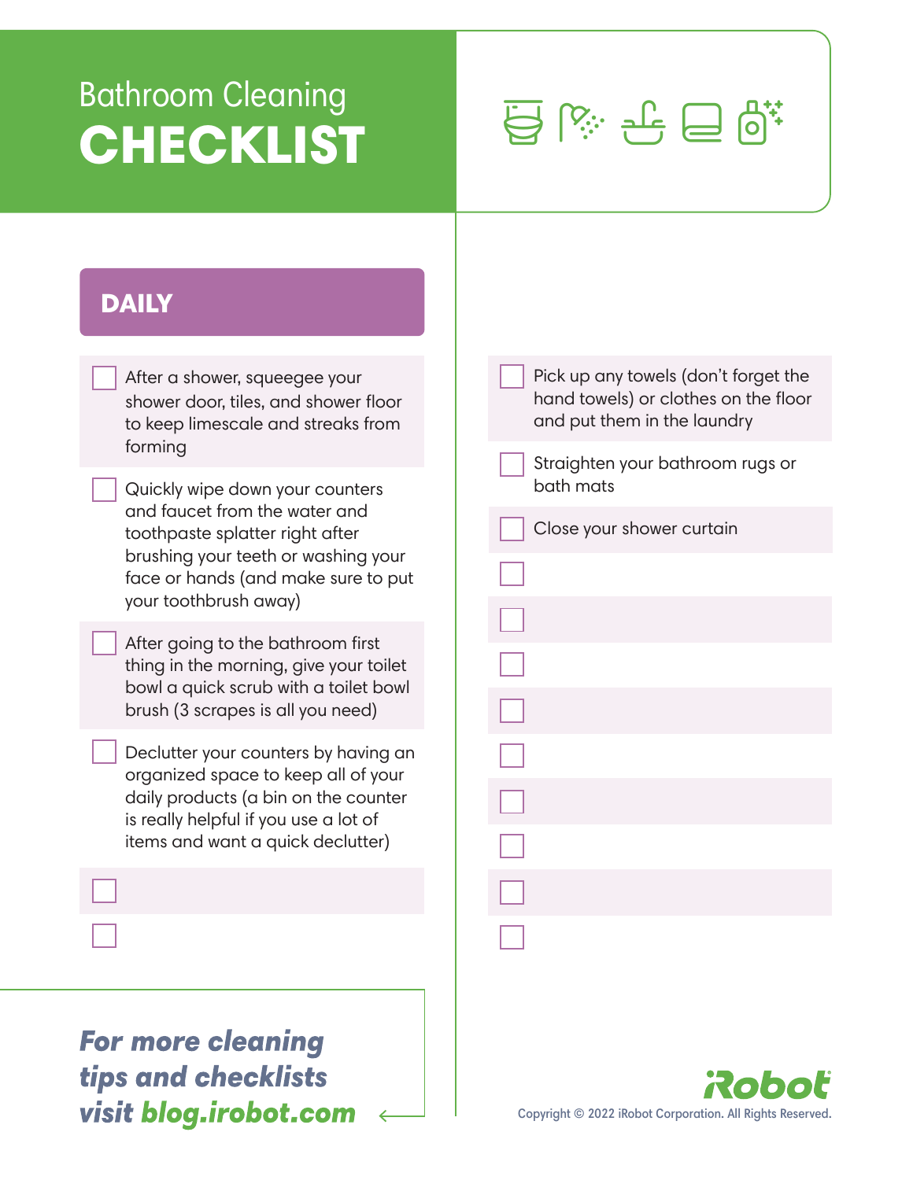# Bathroom Cleaning CHECKLIST

## DAILY

- [ ] After a shower, squeegee your shower door, tiles, and shower floor to keep limescale and streaks from forming
- [ ] Quickly wipe down your counters and faucet from the water and toothpaste splatter right after brushing your teeth or washing your face or hands (and make sure to put your toothbrush away)
- [ ] After going to the bathroom first thing in the morning, give your toilet bowl a quick scrub with a toilet bowl brush (3 scrapes is all you need)
- [ ] Declutter your counters by having an organized space to keep all of your daily products (a bin on the counter is really helpful if you use a lot of items and want a quick declutter)
- [ ] 
- [ ] 
- [ ] Pick up any towels (don't forget the hand towels) or clothes on the floor and put them in the laundry
- [ ] Straighten your bathroom rugs or bath mats
- [ ] Close your shower curtain
- [ ] 
- [ ] 
- [ ] 
- [ ] 
- [ ] 
- [ ] 
- [ ] 
- [ ] 
- [ ] 

***For more cleaning tips and checklists visit blog.irobot.com***

iRobot

Copyright © 2022 iRobot Corporation. All Rights Reserved.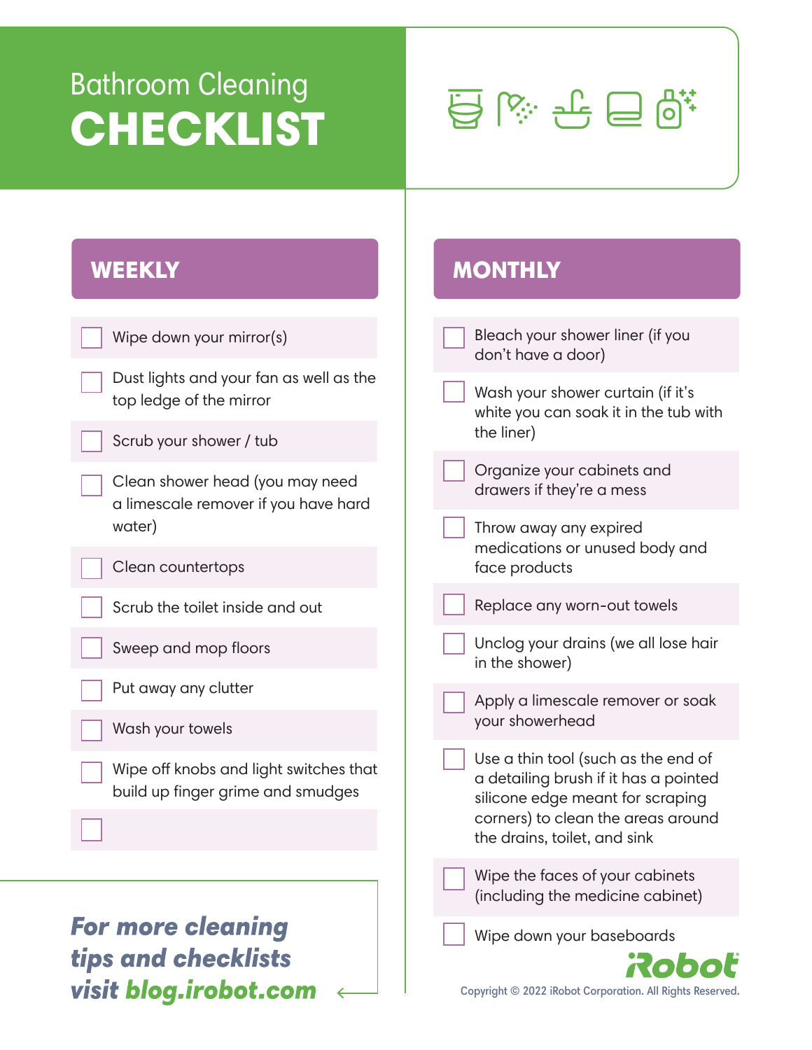# Bathroom Cleaning CHECKLIST

## WEEKLY

- [ ] Wipe down your mirror(s)
- [ ] Dust lights and your fan as well as the top ledge of the mirror
- [ ] Scrub your shower / tub
- [ ] Clean shower head (you may need a limescale remover if you have hard water)
- [ ] Clean countertops
- [ ] Scrub the toilet inside and out
- [ ] Sweep and mop floors
- [ ] Put away any clutter
- [ ] Wash your towels
- [ ] Wipe off knobs and light switches that build up finger grime and smudges
- [ ] 

***For more cleaning tips and checklists visit blog.irobot.com***

## MONTHLY

- [ ] Bleach your shower liner (if you don't have a door)
- [ ] Wash your shower curtain (if it's white you can soak it in the tub with the liner)
- [ ] Organize your cabinets and drawers if they're a mess
- [ ] Throw away any expired medications or unused body and face products
- [ ] Replace any worn-out towels
- [ ] Unclog your drains (we all lose hair in the shower)
- [ ] Apply a limescale remover or soak your showerhead
- [ ] Use a thin tool (such as the end of a detailing brush if it has a pointed silicone edge meant for scraping corners) to clean the areas around the drains, toilet, and sink
- [ ] Wipe the faces of your cabinets (including the medicine cabinet)
- [ ] Wipe down your baseboards

iRobot

Copyright © 2022 iRobot Corporation. All Rights Reserved.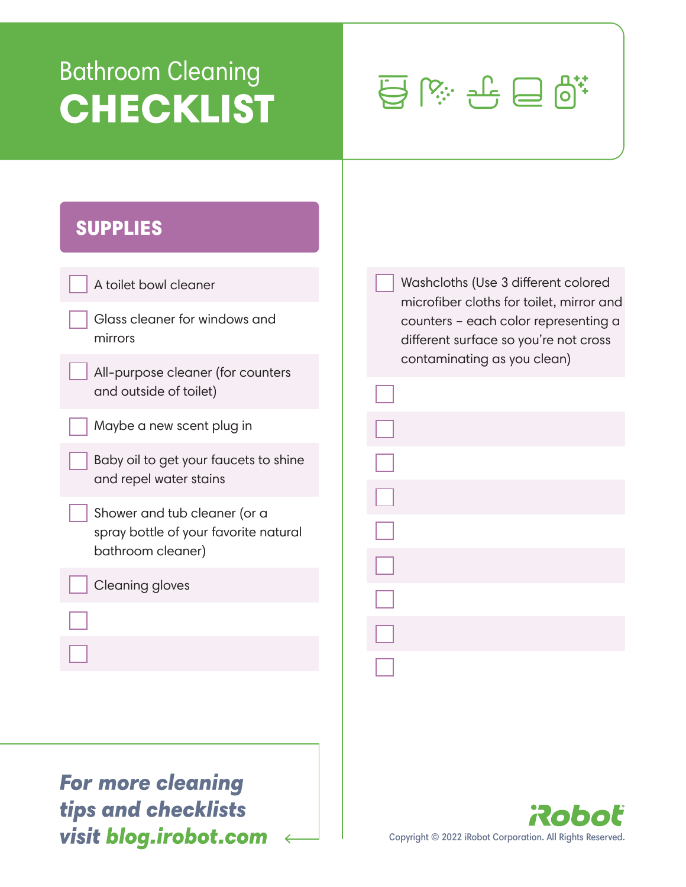# Bathroom Cleaning **CHECKLIST**

## SUPPLIES

- [ ] A toilet bowl cleaner
- [ ] Glass cleaner for windows and mirrors
- [ ] All-purpose cleaner (for counters and outside of toilet)
- [ ] Maybe a new scent plug in
- [ ] Baby oil to get your faucets to shine and repel water stains
- [ ] Shower and tub cleaner (or a spray bottle of your favorite natural bathroom cleaner)
- [ ] Cleaning gloves
- [ ] 
- [ ] 
- [ ] Washcloths (Use 3 different colored microfiber cloths for toilet, mirror and counters – each color representing a different surface so you're not cross contaminating as you clean)
- [ ] 
- [ ] 
- [ ] 
- [ ] 
- [ ] 
- [ ] 
- [ ] 
- [ ] 
- [ ] 

***For more cleaning tips and checklists visit blog.irobot.com***

iRobot

Copyright © 2022 iRobot Corporation. All Rights Reserved.